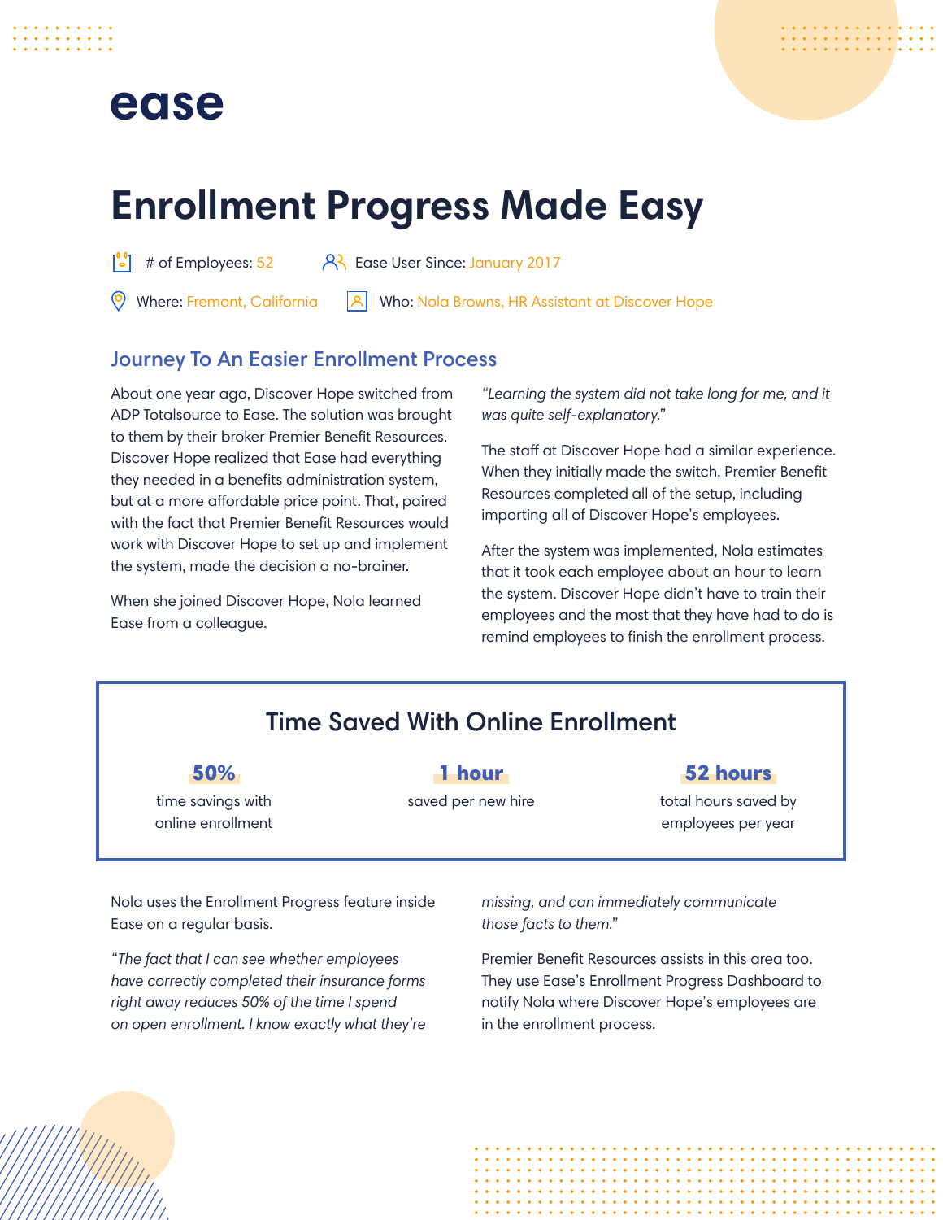ease

# Enrollment Progress Made Easy

# of Employees: 52

Ease User Since: January 2017

Where: Fremont, California

Who: Nola Browns, HR Assistant at Discover Hope

## Journey To An Easier Enrollment Process

About one year ago, Discover Hope switched from ADP Totalsource to Ease. The solution was brought to them by their broker Premier Benefit Resources. Discover Hope realized that Ease had everything they needed in a benefits administration system, but at a more affordable price point. That, paired with the fact that Premier Benefit Resources would work with Discover Hope to set up and implement the system, made the decision a no-brainer.

When she joined Discover Hope, Nola learned Ease from a colleague.

*"Learning the system did not take long for me, and it was quite self-explanatory."*

The staff at Discover Hope had a similar experience. When they initially made the switch, Premier Benefit Resources completed all of the setup, including importing all of Discover Hope's employees.

After the system was implemented, Nola estimates that it took each employee about an hour to learn the system. Discover Hope didn't have to train their employees and the most that they have had to do is remind employees to finish the enrollment process.

## Time Saved With Online Enrollment

**50%**
time savings with online enrollment

**1 hour**
saved per new hire

**52 hours**
total hours saved by employees per year

Nola uses the Enrollment Progress feature inside Ease on a regular basis.

*"The fact that I can see whether employees have correctly completed their insurance forms right away reduces 50% of the time I spend on open enrollment. I know exactly what they're missing, and can immediately communicate those facts to them."*

Premier Benefit Resources assists in this area too. They use Ease's Enrollment Progress Dashboard to notify Nola where Discover Hope's employees are in the enrollment process.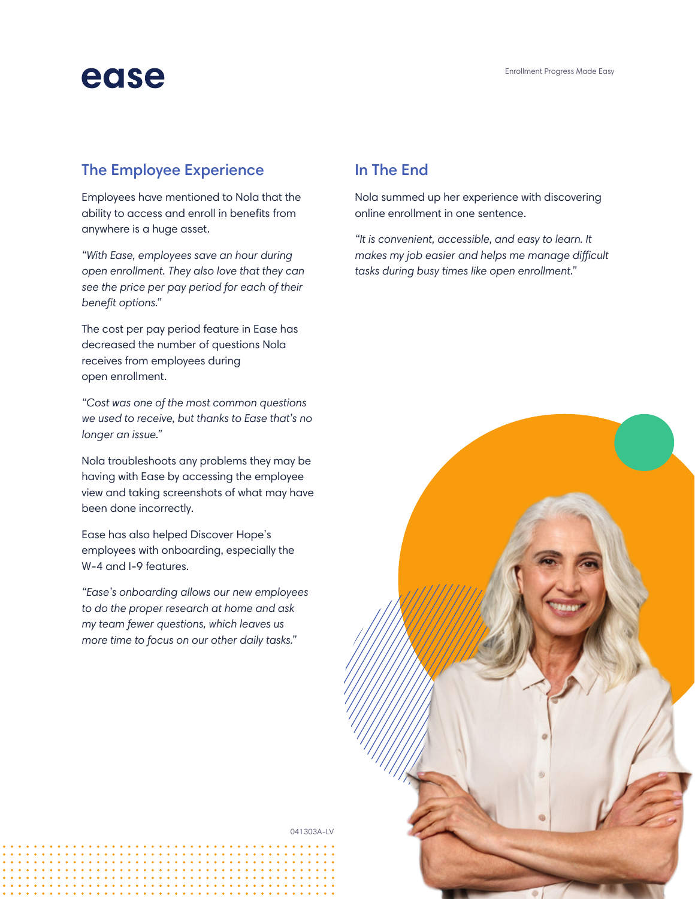## The Employee Experience

Employees have mentioned to Nola that the ability to access and enroll in benefits from anywhere is a huge asset.

*"With Ease, employees save an hour during open enrollment. They also love that they can see the price per pay period for each of their benefit options."*

The cost per pay period feature in Ease has decreased the number of questions Nola receives from employees during open enrollment.

*"Cost was one of the most common questions we used to receive, but thanks to Ease that's no longer an issue."*

Nola troubleshoots any problems they may be having with Ease by accessing the employee view and taking screenshots of what may have been done incorrectly.

Ease has also helped Discover Hope's employees with onboarding, especially the W-4 and I-9 features.

*"Ease's onboarding allows our new employees to do the proper research at home and ask my team fewer questions, which leaves us more time to focus on our other daily tasks."*

## In The End

Nola summed up her experience with discovering online enrollment in one sentence.

*"It is convenient, accessible, and easy to learn. It makes my job easier and helps me manage difficult tasks during busy times like open enrollment."*

041303A-LV